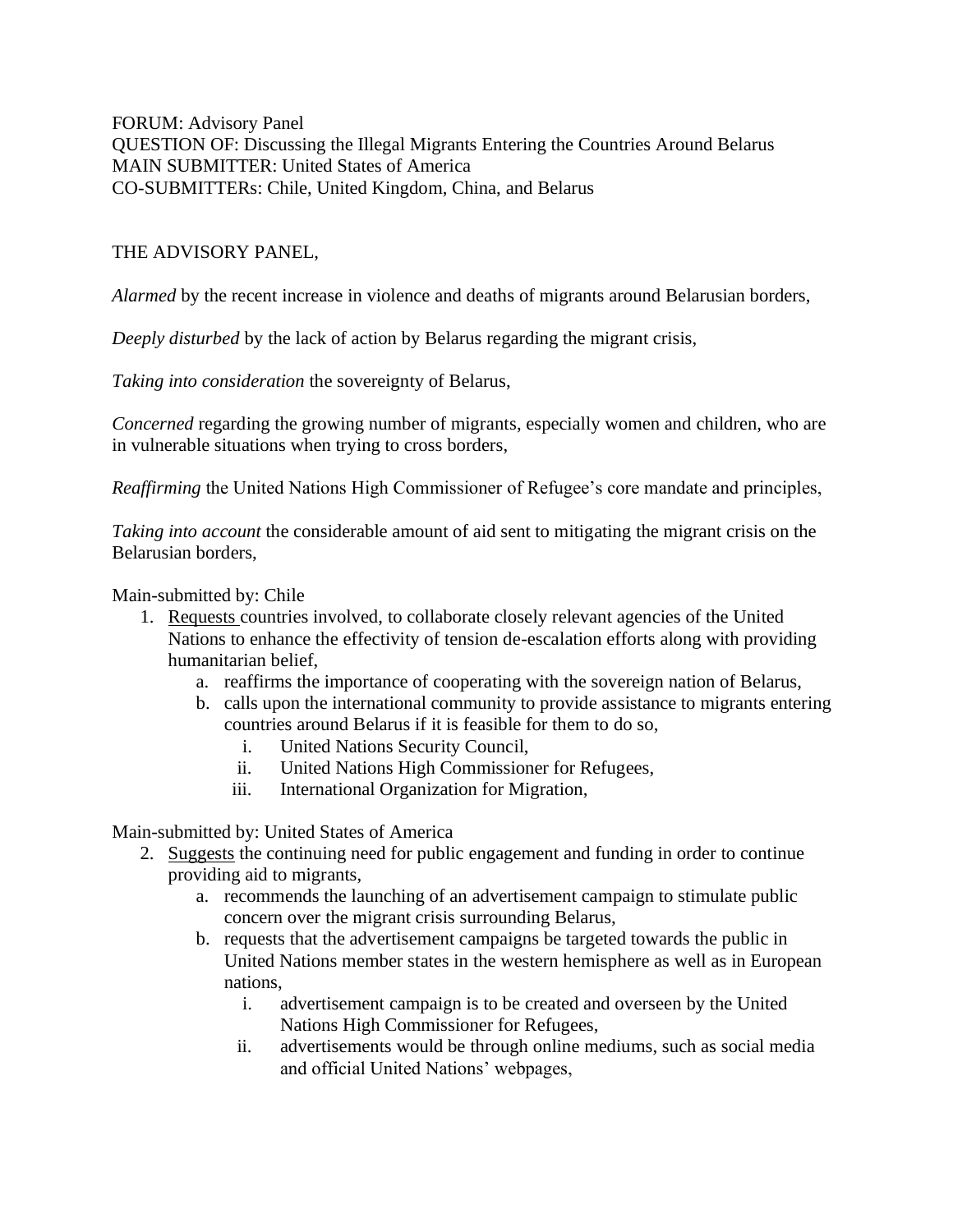FORUM: Advisory Panel
QUESTION OF: Discussing the Illegal Migrants Entering the Countries Around Belarus
MAIN SUBMITTER: United States of America
CO-SUBMITTERs: Chile, United Kingdom, China, and Belarus

THE ADVISORY PANEL,

*Alarmed* by the recent increase in violence and deaths of migrants around Belarusian borders,

*Deeply disturbed* by the lack of action by Belarus regarding the migrant crisis,

*Taking into consideration* the sovereignty of Belarus,

*Concerned* regarding the growing number of migrants, especially women and children, who are in vulnerable situations when trying to cross borders,

*Reaffirming* the United Nations High Commissioner of Refugee's core mandate and principles,

*Taking into account* the considerable amount of aid sent to mitigating the migrant crisis on the Belarusian borders,

Main-submitted by: Chile

1. <u>Requests</u> countries involved, to collaborate closely relevant agencies of the United Nations to enhance the effectivity of tension de-escalation efforts along with providing humanitarian belief,
    a. reaffirms the importance of cooperating with the sovereign nation of Belarus,
    b. calls upon the international community to provide assistance to migrants entering countries around Belarus if it is feasible for them to do so,
        i. United Nations Security Council,
        ii. United Nations High Commissioner for Refugees,
        iii. International Organization for Migration,

Main-submitted by: United States of America

2. <u>Suggests</u> the continuing need for public engagement and funding in order to continue providing aid to migrants,
    a. recommends the launching of an advertisement campaign to stimulate public concern over the migrant crisis surrounding Belarus,
    b. requests that the advertisement campaigns be targeted towards the public in United Nations member states in the western hemisphere as well as in European nations,
        i. advertisement campaign is to be created and overseen by the United Nations High Commissioner for Refugees,
        ii. advertisements would be through online mediums, such as social media and official United Nations' webpages,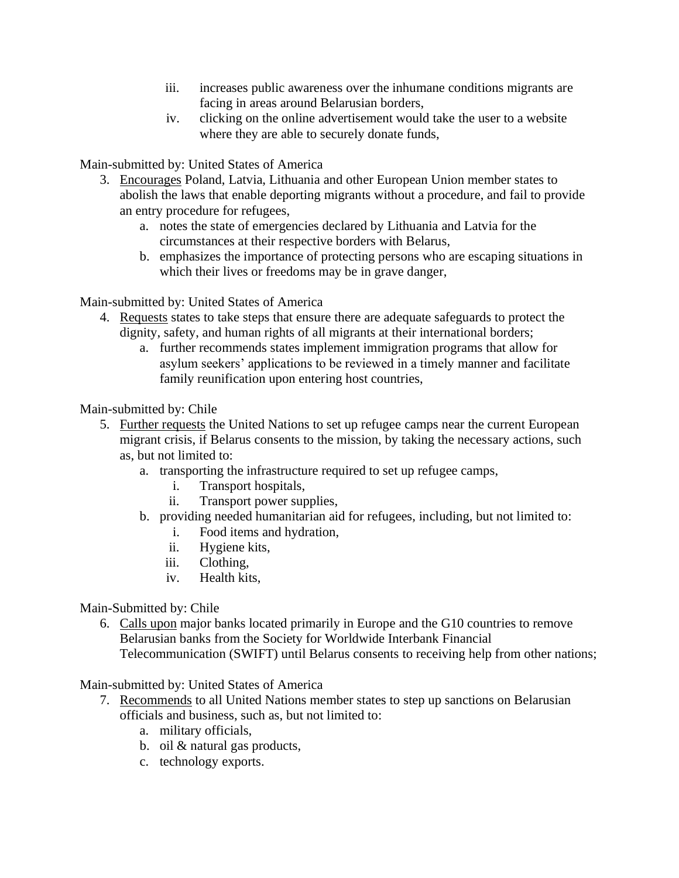iii. increases public awareness over the inhumane conditions migrants are facing in areas around Belarusian borders,
iv. clicking on the online advertisement would take the user to a website where they are able to securely donate funds,

Main-submitted by: United States of America

3. Encourages Poland, Latvia, Lithuania and other European Union member states to abolish the laws that enable deporting migrants without a procedure, and fail to provide an entry procedure for refugees,
    a. notes the state of emergencies declared by Lithuania and Latvia for the circumstances at their respective borders with Belarus,
    b. emphasizes the importance of protecting persons who are escaping situations in which their lives or freedoms may be in grave danger,

Main-submitted by: United States of America

4. Requests states to take steps that ensure there are adequate safeguards to protect the dignity, safety, and human rights of all migrants at their international borders;
    a. further recommends states implement immigration programs that allow for asylum seekers' applications to be reviewed in a timely manner and facilitate family reunification upon entering host countries,

Main-submitted by: Chile

5. Further requests the United Nations to set up refugee camps near the current European migrant crisis, if Belarus consents to the mission, by taking the necessary actions, such as, but not limited to:
    a. transporting the infrastructure required to set up refugee camps,
        i. Transport hospitals,
        ii. Transport power supplies,
    b. providing needed humanitarian aid for refugees, including, but not limited to:
        i. Food items and hydration,
        ii. Hygiene kits,
        iii. Clothing,
        iv. Health kits,

Main-Submitted by: Chile

6. Calls upon major banks located primarily in Europe and the G10 countries to remove Belarusian banks from the Society for Worldwide Interbank Financial Telecommunication (SWIFT) until Belarus consents to receiving help from other nations;

Main-submitted by: United States of America

7. Recommends to all United Nations member states to step up sanctions on Belarusian officials and business, such as, but not limited to:
    a. military officials,
    b. oil & natural gas products,
    c. technology exports.